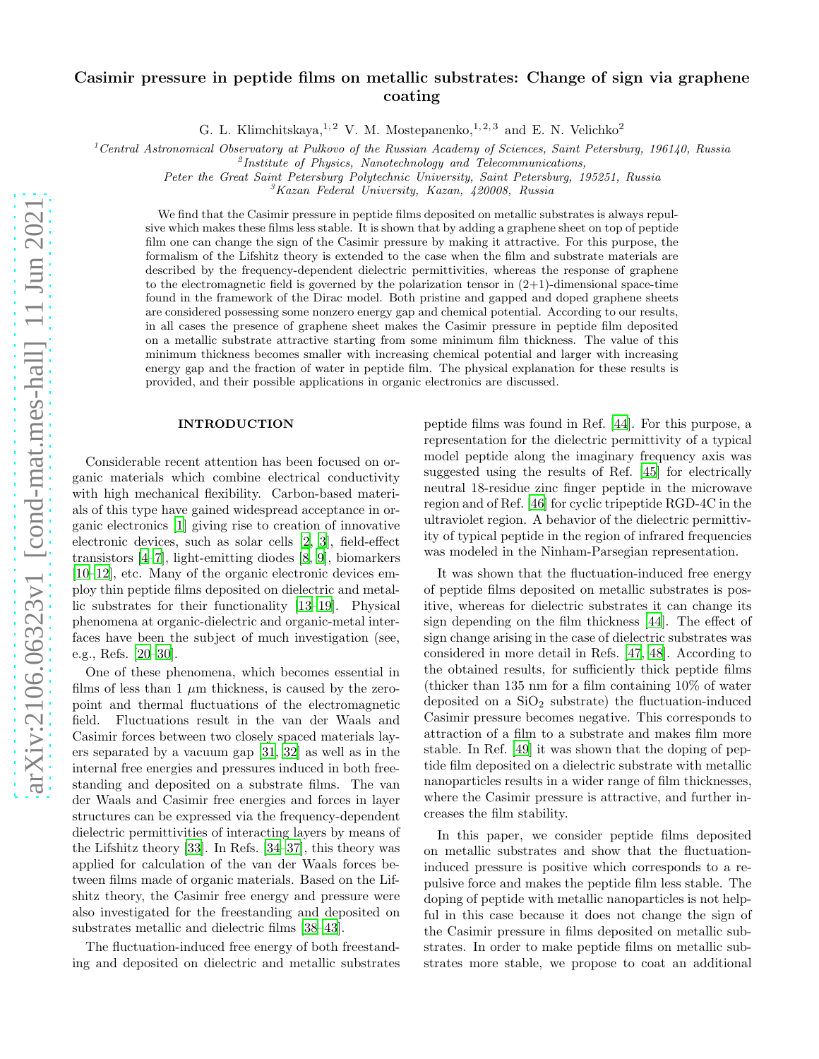# Casimir pressure in peptide films on metallic substrates: Change of sign via graphene coating

G. L. Klimchitskaya,[1,2] V. M. Mostepanenko,[1,2,3] and E. N. Velichko[2]

[1] Central Astronomical Observatory at Pulkovo of the Russian Academy of Sciences, Saint Petersburg, 196140, Russia

[2] Institute of Physics, Nanotechnology and Telecommunications, Peter the Great Saint Petersburg Polytechnic University, Saint Petersburg, 195251, Russia

[3] Kazan Federal University, Kazan, 420008, Russia

We find that the Casimir pressure in peptide films deposited on metallic substrates is always repulsive which makes these films less stable. It is shown that by adding a graphene sheet on top of peptide film one can change the sign of the Casimir pressure by making it attractive. For this purpose, the formalism of the Lifshitz theory is extended to the case when the film and substrate materials are described by the frequency-dependent dielectric permittivities, whereas the response of graphene to the electromagnetic field is governed by the polarization tensor in (2+1)-dimensional space-time found in the framework of the Dirac model. Both pristine and gapped and doped graphene sheets are considered possessing some nonzero energy gap and chemical potential. According to our results, in all cases the presence of graphene sheet makes the Casimir pressure in peptide film deposited on a metallic substrate attractive starting from some minimum film thickness. The value of this minimum thickness becomes smaller with increasing chemical potential and larger with increasing energy gap and the fraction of water in peptide film. The physical explanation for these results is provided, and their possible applications in organic electronics are discussed.

## INTRODUCTION

Considerable recent attention has been focused on organic materials which combine electrical conductivity with high mechanical flexibility. Carbon-based materials of this type have gained widespread acceptance in organic electronics [1] giving rise to creation of innovative electronic devices, such as solar cells [2, 3], field-effect transistors [4–7], light-emitting diodes [8, 9], biomarkers [10–12], etc. Many of the organic electronic devices employ thin peptide films deposited on dielectric and metallic substrates for their functionality [13–19]. Physical phenomena at organic-dielectric and organic-metal interfaces have been the subject of much investigation (see, e.g., Refs. [20–30].

One of these phenomena, which becomes essential in films of less than 1 $\mu$m thickness, is caused by the zero-point and thermal fluctuations of the electromagnetic field. Fluctuations result in the van der Waals and Casimir forces between two closely spaced materials layers separated by a vacuum gap [31, 32] as well as in the internal free energies and pressures induced in both freestanding and deposited on a substrate films. The van der Waals and Casimir free energies and forces in layer structures can be expressed via the frequency-dependent dielectric permittivities of interacting layers by means of the Lifshitz theory [33]. In Refs. [34–37], this theory was applied for calculation of the van der Waals forces between films made of organic materials. Based on the Lifshitz theory, the Casimir free energy and pressure were also investigated for the freestanding and deposited on substrates metallic and dielectric films [38–43].

The fluctuation-induced free energy of both freestanding and deposited on dielectric and metallic substrates peptide films was found in Ref. [44]. For this purpose, a representation for the dielectric permittivity of a typical model peptide along the imaginary frequency axis was suggested using the results of Ref. [45] for electrically neutral 18-residue zinc finger peptide in the microwave region and of Ref. [46] for cyclic tripeptide RGD-4C in the ultraviolet region. A behavior of the dielectric permittivity of typical peptide in the region of infrared frequencies was modeled in the Ninham-Parsegian representation.

It was shown that the fluctuation-induced free energy of peptide films deposited on metallic substrates is positive, whereas for dielectric substrates it can change its sign depending on the film thickness [44]. The effect of sign change arising in the case of dielectric substrates was considered in more detail in Refs. [47, 48]. According to the obtained results, for sufficiently thick peptide films (thicker than 135 nm for a film containing 10% of water deposited on a $SiO_2$ substrate) the fluctuation-induced Casimir pressure becomes negative. This corresponds to attraction of a film to a substrate and makes film more stable. In Ref. [49] it was shown that the doping of peptide film deposited on a dielectric substrate with metallic nanoparticles results in a wider range of film thicknesses, where the Casimir pressure is attractive, and further increases the film stability.

In this paper, we consider peptide films deposited on metallic substrates and show that the fluctuation-induced pressure is positive which corresponds to a repulsive force and makes the peptide film less stable. The doping of peptide with metallic nanoparticles is not helpful in this case because it does not change the sign of the Casimir pressure in films deposited on metallic substrates. In order to make peptide films on metallic substrates more stable, we propose to coat an additional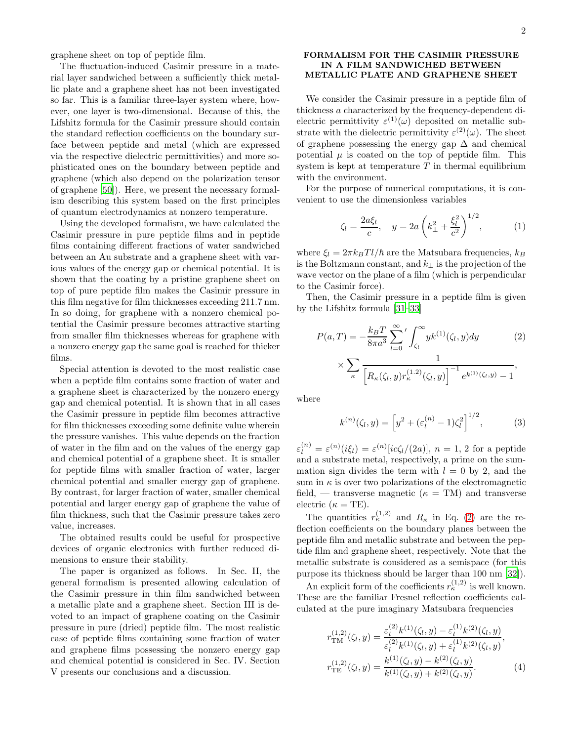graphene sheet on top of peptide film.

The fluctuation-induced Casimir pressure in a material layer sandwiched between a sufficiently thick metallic plate and a graphene sheet has not been investigated so far. This is a familiar three-layer system where, however, one layer is two-dimensional. Because of this, the Lifshitz formula for the Casimir pressure should contain the standard reflection coefficients on the boundary surface between peptide and metal (which are expressed via the respective dielectric permittivities) and more sophisticated ones on the boundary between peptide and graphene (which also depend on the polarization tensor of graphene [50]). Here, we present the necessary formalism describing this system based on the first principles of quantum electrodynamics at nonzero temperature.

Using the developed formalism, we have calculated the Casimir pressure in pure peptide films and in peptide films containing different fractions of water sandwiched between an Au substrate and a graphene sheet with various values of the energy gap or chemical potential. It is shown that the coating by a pristine graphene sheet on top of pure peptide film makes the Casimir pressure in this film negative for film thicknesses exceeding 211.7 nm. In so doing, for graphene with a nonzero chemical potential the Casimir pressure becomes attractive starting from smaller film thicknesses whereas for graphene with a nonzero energy gap the same goal is reached for thicker films.

Special attention is devoted to the most realistic case when a peptide film contains some fraction of water and a graphene sheet is characterized by the nonzero energy gap and chemical potential. It is shown that in all cases the Casimir pressure in peptide film becomes attractive for film thicknesses exceeding some definite value wherein the pressure vanishes. This value depends on the fraction of water in the film and on the values of the energy gap and chemical potential of a graphene sheet. It is smaller for peptide films with smaller fraction of water, larger chemical potential and smaller energy gap of graphene. By contrast, for larger fraction of water, smaller chemical potential and larger energy gap of graphene the value of film thickness, such that the Casimir pressure takes zero value, increases.

The obtained results could be useful for prospective devices of organic electronics with further reduced dimensions to ensure their stability.

The paper is organized as follows. In Sec. II, the general formalism is presented allowing calculation of the Casimir pressure in thin film sandwiched between a metallic plate and a graphene sheet. Section III is devoted to an impact of graphene coating on the Casimir pressure in pure (dried) peptide film. The most realistic case of peptide films containing some fraction of water and graphene films possessing the nonzero energy gap and chemical potential is considered in Sec. IV. Section V presents our conclusions and a discussion.

## FORMALISM FOR THE CASIMIR PRESSURE IN A FILM SANDWICHED BETWEEN METALLIC PLATE AND GRAPHENE SHEET

We consider the Casimir pressure in a peptide film of thickness $a$ characterized by the frequency-dependent dielectric permittivity $\varepsilon^{(1)}(\omega)$ deposited on metallic substrate with the dielectric permittivity $\varepsilon^{(2)}(\omega)$. The sheet of graphene possessing the energy gap $\Delta$ and chemical potential $\mu$ is coated on the top of peptide film. This system is kept at temperature $T$ in thermal equilibrium with the environment.

For the purpose of numerical computations, it is convenient to use the dimensionless variables

$$\zeta_l = \frac{2a\xi_l}{c}, \quad y = 2a\left(k_\perp^2 + \frac{\xi_l^2}{c^2}\right)^{1/2}, \tag{1}$$

where $\xi_l = 2\pi k_B T l/\hbar$ are the Matsubara frequencies, $k_B$ is the Boltzmann constant, and $k_\perp$ is the projection of the wave vector on the plane of a film (which is perpendicular to the Casimir force).

Then, the Casimir pressure in a peptide film is given by the Lifshitz formula [31–33]

$$P(a,T) = -\frac{k_B T}{8\pi a^3}\sum_{l=0}^{\infty}{}' \int_{\zeta_l}^{\infty} y k^{(1)}(\zeta_l,y)dy \tag{2}$$
$$\times \sum_{\kappa} \frac{1}{\left[R_\kappa(\zeta_l,y) r_\kappa^{(1,2)}(\zeta_l,y)\right]^{-1} e^{k^{(1)}(\zeta_l,y)} - 1},$$

where

$$k^{(n)}(\zeta_l,y) = \left[y^2 + (\varepsilon_l^{(n)} - 1)\zeta_l^2\right]^{1/2}, \tag{3}$$

$\varepsilon_l^{(n)} = \varepsilon^{(n)}(i\xi_l) = \varepsilon^{(n)}[ic\zeta_l/(2a)]$, $n = 1, 2$ for a peptide and a substrate metal, respectively, a prime on the summation sign divides the term with $l = 0$ by 2, and the sum in $\kappa$ is over two polarizations of the electromagnetic field, — transverse magnetic ($\kappa$ = TM) and transverse electric ($\kappa$ = TE).

The quantities $r_\kappa^{(1,2)}$ and $R_\kappa$ in Eq. (2) are the reflection coefficients on the boundary planes between the peptide film and metallic substrate and between the peptide film and graphene sheet, respectively. Note that the metallic substrate is considered as a semispace (for this purpose its thickness should be larger than 100 nm [32]).

An explicit form of the coefficients $r_\kappa^{(1,2)}$ is well known. These are the familiar Fresnel reflection coefficients calculated at the pure imaginary Matsubara frequencies

$$r_{\rm TM}^{(1,2)}(\zeta_l,y) = \frac{\varepsilon_l^{(2)} k^{(1)}(\zeta_l,y) - \varepsilon_l^{(1)} k^{(2)}(\zeta_l,y)}{\varepsilon_l^{(2)} k^{(1)}(\zeta_l,y) + \varepsilon_l^{(1)} k^{(2)}(\zeta_l,y)},$$
$$r_{\rm TE}^{(1,2)}(\zeta_l,y) = \frac{k^{(1)}(\zeta_l,y) - k^{(2)}(\zeta_l,y)}{k^{(1)}(\zeta_l,y) + k^{(2)}(\zeta_l,y)}. \tag{4}$$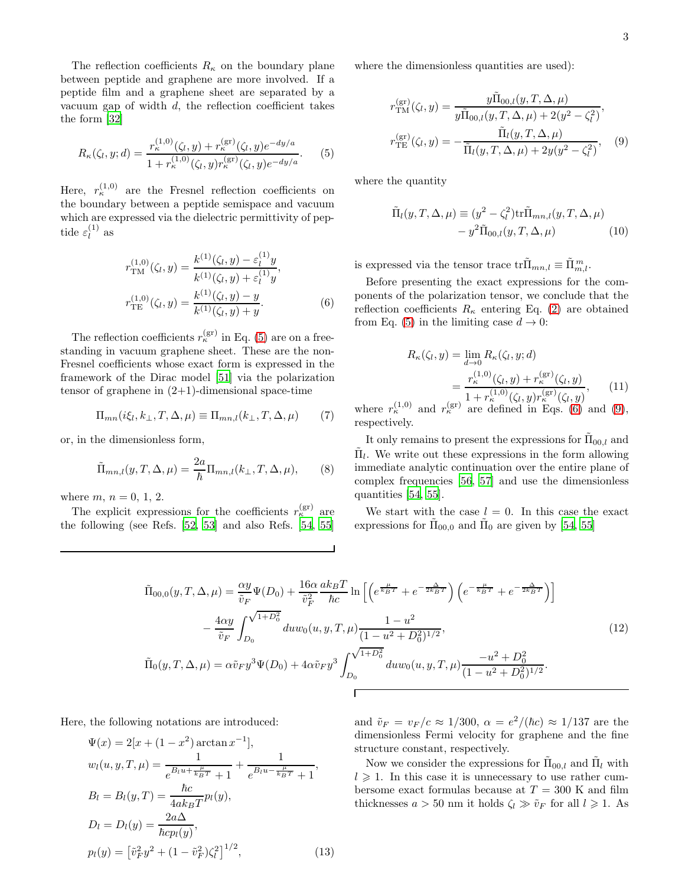The reflection coefficients $R_\kappa$ on the boundary plane between peptide and graphene are more involved. If a peptide film and a graphene sheet are separated by a vacuum gap of width $d$, the reflection coefficient takes the form [32]

$$R_\kappa(\zeta_l, y; d) = \frac{r_\kappa^{(1,0)}(\zeta_l, y) + r_\kappa^{(\mathrm{gr})}(\zeta_l, y)e^{-dy/a}}{1 + r_\kappa^{(1,0)}(\zeta_l, y)r_\kappa^{(\mathrm{gr})}(\zeta_l, y)e^{-dy/a}}. \qquad (5)$$

Here, $r_\kappa^{(1,0)}$ are the Fresnel reflection coefficients on the boundary between a peptide semispace and vacuum which are expressed via the dielectric permittivity of peptide $\varepsilon_l^{(1)}$ as

$$r_{\mathrm{TM}}^{(1,0)}(\zeta_l, y) = \frac{k^{(1)}(\zeta_l, y) - \varepsilon_l^{(1)}y}{k^{(1)}(\zeta_l, y) + \varepsilon_l^{(1)}y},$$
$$r_{\mathrm{TE}}^{(1,0)}(\zeta_l, y) = \frac{k^{(1)}(\zeta_l, y) - y}{k^{(1)}(\zeta_l, y) + y}. \qquad (6)$$

The reflection coefficients $r_\kappa^{(\mathrm{gr})}$ in Eq. (5) are on a free-standing in vacuum graphene sheet. These are the non-Fresnel coefficients whose exact form is expressed in the framework of the Dirac model [51] via the polarization tensor of graphene in (2+1)-dimensional space-time

$$\Pi_{mn}(i\xi_l, k_\perp, T, \Delta, \mu) \equiv \Pi_{mn,l}(k_\perp, T, \Delta, \mu) \qquad (7)$$

or, in the dimensionless form,

$$\tilde{\Pi}_{mn,l}(y, T, \Delta, \mu) = \frac{2a}{\hbar}\Pi_{mn,l}(k_\perp, T, \Delta, \mu), \qquad (8)$$

where $m$, $n = 0$, 1, 2.

The explicit expressions for the coefficients $r_\kappa^{(\mathrm{gr})}$ are the following (see Refs. [52, 53] and also Refs. [54, 55] where the dimensionless quantities are used):

$$r_{\mathrm{TM}}^{(\mathrm{gr})}(\zeta_l, y) = \frac{y\tilde{\Pi}_{00,l}(y, T, \Delta, \mu)}{y\tilde{\Pi}_{00,l}(y, T, \Delta, \mu) + 2(y^2 - \zeta_l^2)},$$
$$r_{\mathrm{TE}}^{(\mathrm{gr})}(\zeta_l, y) = -\frac{\tilde{\Pi}_l(y, T, \Delta, \mu)}{\tilde{\Pi}_l(y, T, \Delta, \mu) + 2y(y^2 - \zeta_l^2)}, \qquad (9)$$

where the quantity

$$\tilde{\Pi}_l(y, T, \Delta, \mu) \equiv (y^2 - \zeta_l^2)\mathrm{tr}\tilde{\Pi}_{mn,l}(y, T, \Delta, \mu) - y^2\tilde{\Pi}_{00,l}(y, T, \Delta, \mu) \qquad (10)$$

is expressed via the tensor trace $\mathrm{tr}\tilde{\Pi}_{mn,l} \equiv \tilde{\Pi}_{m,l}^{m}$.

Before presenting the exact expressions for the components of the polarization tensor, we conclude that the reflection coefficients $R_\kappa$ entering Eq. (2) are obtained from Eq. (5) in the limiting case $d \to 0$:

$$R_\kappa(\zeta_l, y) = \lim_{d\to 0} R_\kappa(\zeta_l, y; d) = \frac{r_\kappa^{(1,0)}(\zeta_l, y) + r_\kappa^{(\mathrm{gr})}(\zeta_l, y)}{1 + r_\kappa^{(1,0)}(\zeta_l, y)r_\kappa^{(\mathrm{gr})}(\zeta_l, y)}, \qquad (11)$$

where $r_\kappa^{(1,0)}$ and $r_\kappa^{(\mathrm{gr})}$ are defined in Eqs. (6) and (9), respectively.

It only remains to present the expressions for $\tilde{\Pi}_{00,l}$ and $\tilde{\Pi}_l$. We write out these expressions in the form allowing immediate analytic continuation over the entire plane of complex frequencies [56, 57] and use the dimensionless quantities [54, 55].

We start with the case $l = 0$. In this case the exact expressions for $\tilde{\Pi}_{00,0}$ and $\tilde{\Pi}_0$ are given by [54, 55]

$$\tilde{\Pi}_{00,0}(y, T, \Delta, \mu) = \frac{\alpha y}{\tilde{v}_F}\Psi(D_0) + \frac{16\alpha}{\tilde{v}_F^2}\frac{ak_BT}{\hbar c}\ln\left[\left(e^{\frac{\mu}{k_BT}} + e^{-\frac{\Delta}{2k_BT}}\right)\left(e^{-\frac{\mu}{k_BT}} + e^{-\frac{\Delta}{2k_BT}}\right)\right]$$
$$- \frac{4\alpha y}{\tilde{v}_F}\int_{D_0}^{\sqrt{1+D_0^2}} du\, w_0(u, y, T, \mu)\frac{1 - u^2}{(1 - u^2 + D_0^2)^{1/2}}, \qquad (12)$$
$$\tilde{\Pi}_0(y, T, \Delta, \mu) = \alpha\tilde{v}_F y^3\Psi(D_0) + 4\alpha\tilde{v}_F y^3\int_{D_0}^{\sqrt{1+D_0^2}} du\, w_0(u, y, T, \mu)\frac{-u^2 + D_0^2}{(1 - u^2 + D_0^2)^{1/2}}.$$

Here, the following notations are introduced:

$$\Psi(x) = 2[x + (1 - x^2)\arctan x^{-1}],$$
$$w_l(u, y, T, \mu) = \frac{1}{e^{B_l u + \frac{\mu}{k_BT}} + 1} + \frac{1}{e^{B_l u - \frac{\mu}{k_BT}} + 1},$$
$$B_l = B_l(y, T) = \frac{\hbar c}{4ak_BT}p_l(y),$$
$$D_l = D_l(y) = \frac{2a\Delta}{\hbar c p_l(y)},$$
$$p_l(y) = \left[\tilde{v}_F^2y^2 + (1 - \tilde{v}_F^2)\zeta_l^2\right]^{1/2}, \qquad (13)$$

and $\tilde{v}_F = v_F/c \approx 1/300$, $\alpha = e^2/(\hbar c) \approx 1/137$ are the dimensionless Fermi velocity for graphene and the fine structure constant, respectively.

Now we consider the expressions for $\tilde{\Pi}_{00,l}$ and $\tilde{\Pi}_l$ with $l \geqslant 1$. In this case it is unnecessary to use rather cumbersome exact formulas because at $T = 300$ K and film thicknesses $a > 50$ nm it holds $\zeta_l \gg \tilde{v}_F$ for all $l \geqslant 1$. As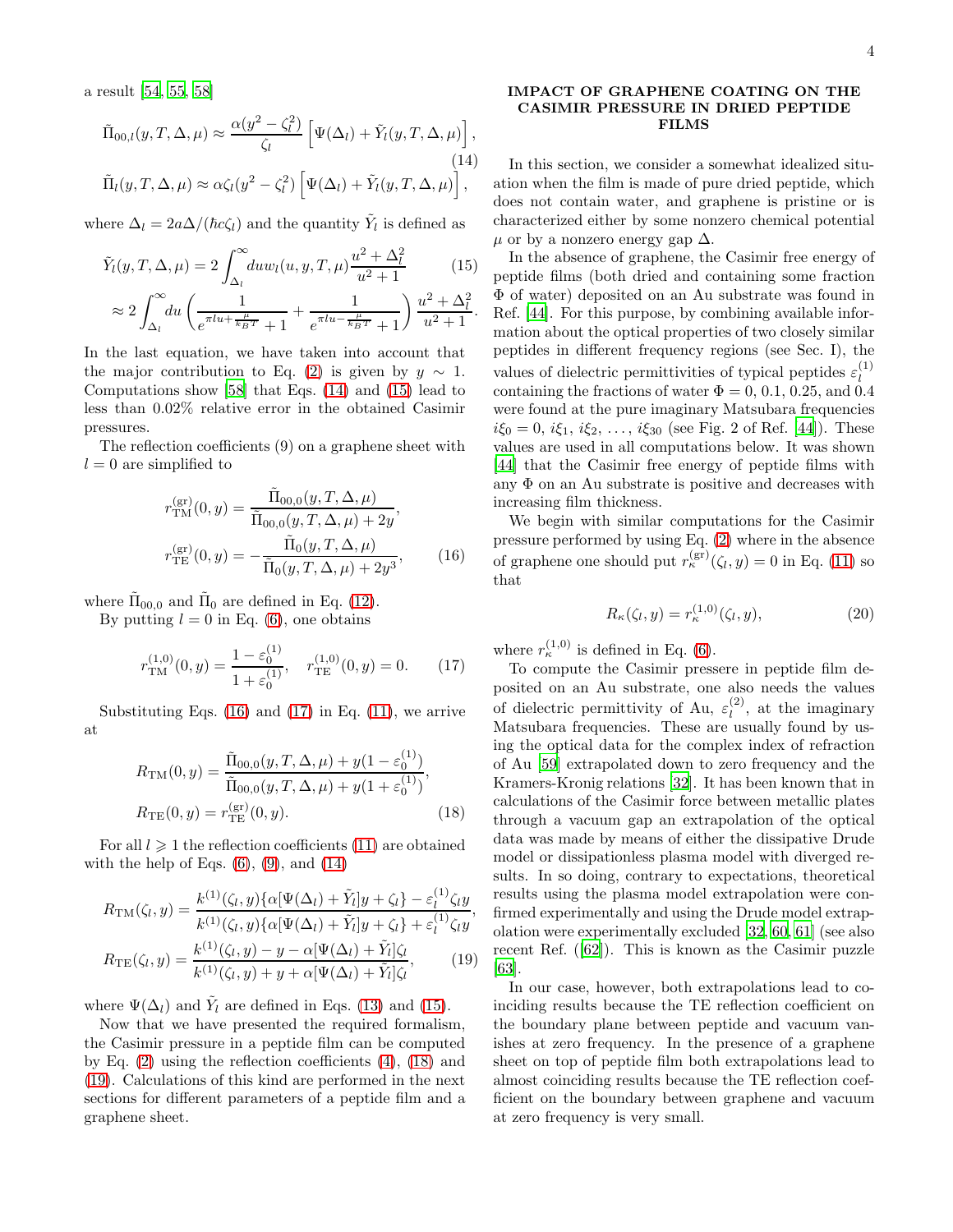a result [54, 55, 58]

$$\tilde{\Pi}_{00,l}(y,T,\Delta,\mu) \approx \frac{\alpha(y^2-\zeta_l^2)}{\zeta_l}\left[\Psi(\Delta_l)+\tilde{Y}_l(y,T,\Delta,\mu)\right],$$

$$\tilde{\Pi}_{l}(y,T,\Delta,\mu) \approx \alpha\zeta_l(y^2-\zeta_l^2)\left[\Psi(\Delta_l)+\tilde{Y}_l(y,T,\Delta,\mu)\right], \tag{14}$$

where $\Delta_l = 2a\Delta/(\hbar c\zeta_l)$ and the quantity $\tilde{Y}_l$ is defined as

$$\tilde{Y}_l(y,T,\Delta,\mu) = 2\int_{\Delta_l}^{\infty} du\, w_l(u,y,T,\mu)\frac{u^2+\Delta_l^2}{u^2+1} \tag{15}$$

$$\approx 2\int_{\Delta_l}^{\infty} du\left(\frac{1}{e^{\pi l u+\frac{\mu}{k_BT}}+1}+\frac{1}{e^{\pi l u-\frac{\mu}{k_BT}}+1}\right)\frac{u^2+\Delta_l^2}{u^2+1}.$$

In the last equation, we have taken into account that the major contribution to Eq. (2) is given by $y \sim 1$. Computations show [58] that Eqs. (14) and (15) lead to less than 0.02% relative error in the obtained Casimir pressures.

The reflection coefficients (9) on a graphene sheet with $l=0$ are simplified to

$$r_{\rm TM}^{(\rm gr)}(0,y) = \frac{\tilde{\Pi}_{00,0}(y,T,\Delta,\mu)}{\tilde{\Pi}_{00,0}(y,T,\Delta,\mu)+2y},$$

$$r_{\rm TE}^{(\rm gr)}(0,y) = -\frac{\tilde{\Pi}_{0}(y,T,\Delta,\mu)}{\tilde{\Pi}_{0}(y,T,\Delta,\mu)+2y^3}, \tag{16}$$

where $\tilde{\Pi}_{00,0}$ and $\tilde{\Pi}_0$ are defined in Eq. (12).

By putting $l=0$ in Eq. (6), one obtains

$$r_{\rm TM}^{(1,0)}(0,y) = \frac{1-\varepsilon_0^{(1)}}{1+\varepsilon_0^{(1)}}, \quad r_{\rm TE}^{(1,0)}(0,y)=0. \tag{17}$$

Substituting Eqs. (16) and (17) in Eq. (11), we arrive at

$$R_{\rm TM}(0,y) = \frac{\tilde{\Pi}_{00,0}(y,T,\Delta,\mu)+y(1-\varepsilon_0^{(1)})}{\tilde{\Pi}_{00,0}(y,T,\Delta,\mu)+y(1+\varepsilon_0^{(1)})},$$

$$R_{\rm TE}(0,y) = r_{\rm TE}^{(\rm gr)}(0,y). \tag{18}$$

For all $l \geqslant 1$ the reflection coefficients (11) are obtained with the help of Eqs. (6), (9), and (14)

$$R_{\rm TM}(\zeta_l,y) = \frac{k^{(1)}(\zeta_l,y)\{\alpha[\Psi(\Delta_l)+\tilde{Y}_l]y+\zeta_l\}-\varepsilon_l^{(1)}\zeta_l y}{k^{(1)}(\zeta_l,y)\{\alpha[\Psi(\Delta_l)+\tilde{Y}_l]y+\zeta_l\}+\varepsilon_l^{(1)}\zeta_l y},$$

$$R_{\rm TE}(\zeta_l,y) = \frac{k^{(1)}(\zeta_l,y)-y-\alpha[\Psi(\Delta_l)+\tilde{Y}_l]\zeta_l}{k^{(1)}(\zeta_l,y)+y+\alpha[\Psi(\Delta_l)+\tilde{Y}_l]\zeta_l}, \tag{19}$$

where $\Psi(\Delta_l)$ and $\tilde{Y}_l$ are defined in Eqs. (13) and (15).

Now that we have presented the required formalism, the Casimir pressure in a peptide film can be computed by Eq. (2) using the reflection coefficients (4), (18) and (19). Calculations of this kind are performed in the next sections for different parameters of a peptide film and a graphene sheet.

## IMPACT OF GRAPHENE COATING ON THE CASIMIR PRESSURE IN DRIED PEPTIDE FILMS

In this section, we consider a somewhat idealized situation when the film is made of pure dried peptide, which does not contain water, and graphene is pristine or is characterized either by some nonzero chemical potential $\mu$ or by a nonzero energy gap $\Delta$.

In the absence of graphene, the Casimir free energy of peptide films (both dried and containing some fraction $\Phi$ of water) deposited on an Au substrate was found in Ref. [44]. For this purpose, by combining available information about the optical properties of two closely similar peptides in different frequency regions (see Sec. I), the values of dielectric permittivities of typical peptides $\varepsilon_l^{(1)}$ containing the fractions of water $\Phi = 0$, 0.1, 0.25, and 0.4 were found at the pure imaginary Matsubara frequencies $i\xi_0 = 0$, $i\xi_1$, $i\xi_2$, ..., $i\xi_{30}$ (see Fig. 2 of Ref. [44]). These values are used in all computations below. It was shown [44] that the Casimir free energy of peptide films with any $\Phi$ on an Au substrate is positive and decreases with increasing film thickness.

We begin with similar computations for the Casimir pressure performed by using Eq. (2) where in the absence of graphene one should put $r_\kappa^{(\rm gr)}(\zeta_l,y)=0$ in Eq. (11) so that

$$R_\kappa(\zeta_l,y) = r_\kappa^{(1,0)}(\zeta_l,y), \tag{20}$$

where $r_\kappa^{(1,0)}$ is defined in Eq. (6).

To compute the Casimir pressere in peptide film deposited on an Au substrate, one also needs the values of dielectric permittivity of Au, $\varepsilon_l^{(2)}$, at the imaginary Matsubara frequencies. These are usually found by using the optical data for the complex index of refraction of Au [59] extrapolated down to zero frequency and the Kramers-Kronig relations [32]. It has been known that in calculations of the Casimir force between metallic plates through a vacuum gap an extrapolation of the optical data was made by means of either the dissipative Drude model or dissipationless plasma model with diverged results. In so doing, contrary to expectations, theoretical results using the plasma model extrapolation were confirmed experimentally and using the Drude model extrapolation were experimentally excluded [32, 60, 61] (see also recent Ref. ([62]). This is known as the Casimir puzzle [63].

In our case, however, both extrapolations lead to coinciding results because the TE reflection coefficient on the boundary plane between peptide and vacuum vanishes at zero frequency. In the presence of a graphene sheet on top of peptide film both extrapolations lead to almost coinciding results because the TE reflection coefficient on the boundary between graphene and vacuum at zero frequency is very small.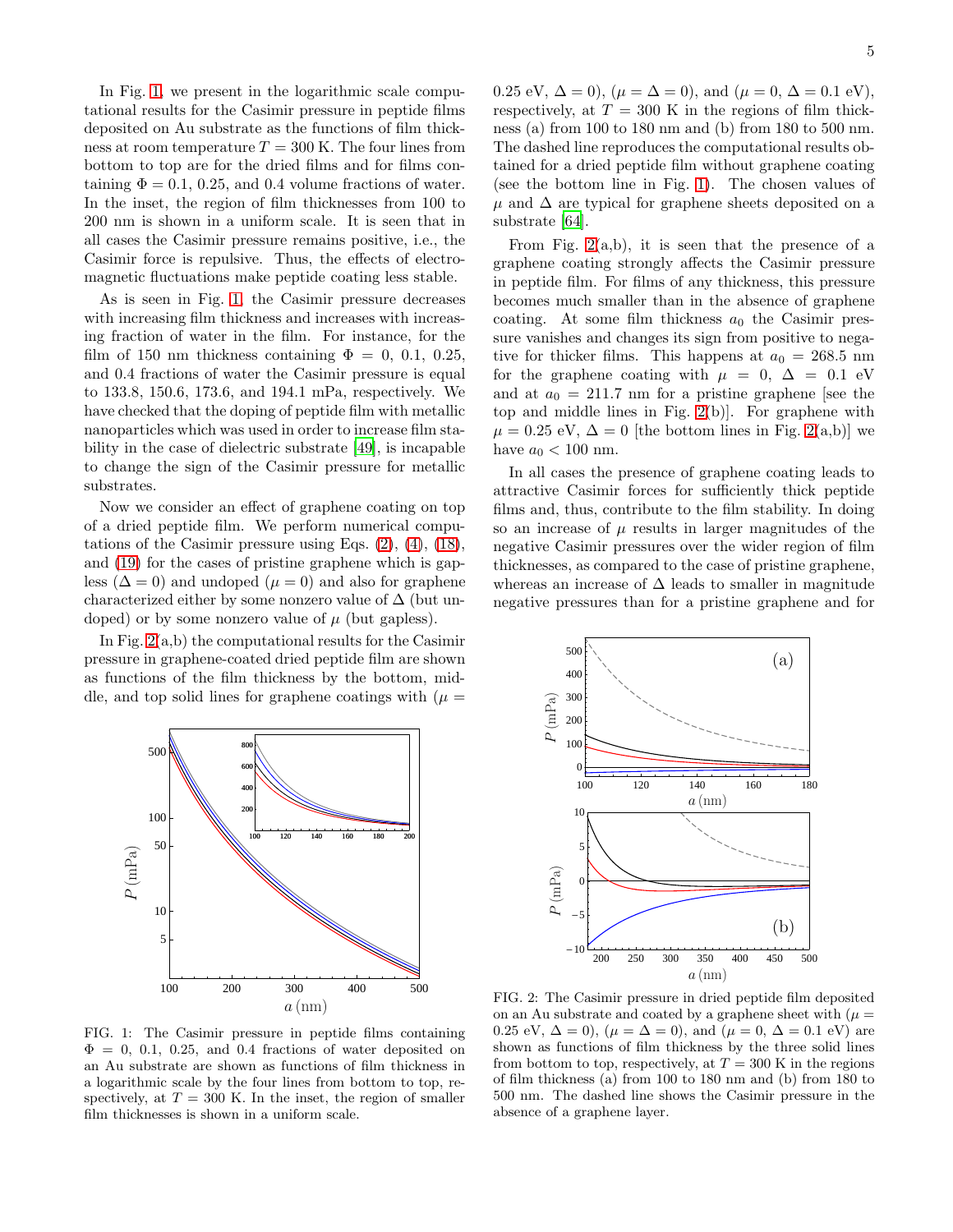In Fig. 1, we present in the logarithmic scale computational results for the Casimir pressure in peptide films deposited on Au substrate as the functions of film thickness at room temperature $T = 300$ K. The four lines from bottom to top are for the dried films and for films containing $\Phi = 0.1$, 0.25, and 0.4 volume fractions of water. In the inset, the region of film thicknesses from 100 to 200 nm is shown in a uniform scale. It is seen that in all cases the Casimir pressure remains positive, i.e., the Casimir force is repulsive. Thus, the effects of electromagnetic fluctuations make peptide coating less stable.

As is seen in Fig. 1, the Casimir pressure decreases with increasing film thickness and increases with increasing fraction of water in the film. For instance, for the film of 150 nm thickness containing $\Phi = 0$, 0.1, 0.25, and 0.4 fractions of water the Casimir pressure is equal to 133.8, 150.6, 173.6, and 194.1 mPa, respectively. We have checked that the doping of peptide film with metallic nanoparticles which was used in order to increase film stability in the case of dielectric substrate [49], is incapable to change the sign of the Casimir pressure for metallic substrates.

Now we consider an effect of graphene coating on top of a dried peptide film. We perform numerical computations of the Casimir pressure using Eqs. (2), (4), (18), and (19) for the cases of pristine graphene which is gapless ($\Delta = 0$) and undoped ($\mu = 0$) and also for graphene characterized either by some nonzero value of $\Delta$ (but undoped) or by some nonzero value of $\mu$ (but gapless).

In Fig. 2(a,b) the computational results for the Casimir pressure in graphene-coated dried peptide film are shown as functions of the film thickness by the bottom, middle, and top solid lines for graphene coatings with ($\mu = 0.25$ eV, $\Delta = 0$), ($\mu = \Delta = 0$), and ($\mu = 0$, $\Delta = 0.1$ eV), respectively, at $T = 300$ K in the regions of film thickness (a) from 100 to 180 nm and (b) from 180 to 500 nm. The dashed line reproduces the computational results obtained for a dried peptide film without graphene coating (see the bottom line in Fig. 1). The chosen values of $\mu$ and $\Delta$ are typical for graphene sheets deposited on a substrate [64].

From Fig. 2(a,b), it is seen that the presence of a graphene coating strongly affects the Casimir pressure in peptide film. For films of any thickness, this pressure becomes much smaller than in the absence of graphene coating. At some film thickness $a_0$ the Casimir pressure vanishes and changes its sign from positive to negative for thicker films. This happens at $a_0 = 268.5$ nm for the graphene coating with $\mu = 0$, $\Delta = 0.1$ eV and at $a_0 = 211.7$ nm for a pristine graphene [see the top and middle lines in Fig. 2(b)]. For graphene with $\mu = 0.25$ eV, $\Delta = 0$ [the bottom lines in Fig. 2(a,b)] we have $a_0 < 100$ nm.

In all cases the presence of graphene coating leads to attractive Casimir forces for sufficiently thick peptide films and, thus, contribute to the film stability. In doing so an increase of $\mu$ results in larger magnitudes of the negative Casimir pressures over the wider region of film thicknesses, as compared to the case of pristine graphene, whereas an increase of $\Delta$ leads to smaller in magnitude negative pressures than for a pristine graphene and for

FIG. 1: The Casimir pressure in peptide films containing $\Phi = 0$, 0.1, 0.25, and 0.4 fractions of water deposited on an Au substrate are shown as functions of film thickness in a logarithmic scale by the four lines from bottom to top, respectively, at $T = 300$ K. In the inset, the region of smaller film thicknesses is shown in a uniform scale.

FIG. 2: The Casimir pressure in dried peptide film deposited on an Au substrate and coated by a graphene sheet with ($\mu = 0.25$ eV, $\Delta = 0$), ($\mu = \Delta = 0$), and ($\mu = 0$, $\Delta = 0.1$ eV) are shown as functions of film thickness by the three solid lines from bottom to top, respectively, at $T = 300$ K in the regions of film thickness (a) from 100 to 180 nm and (b) from 180 to 500 nm. The dashed line shows the Casimir pressure in the absence of a graphene layer.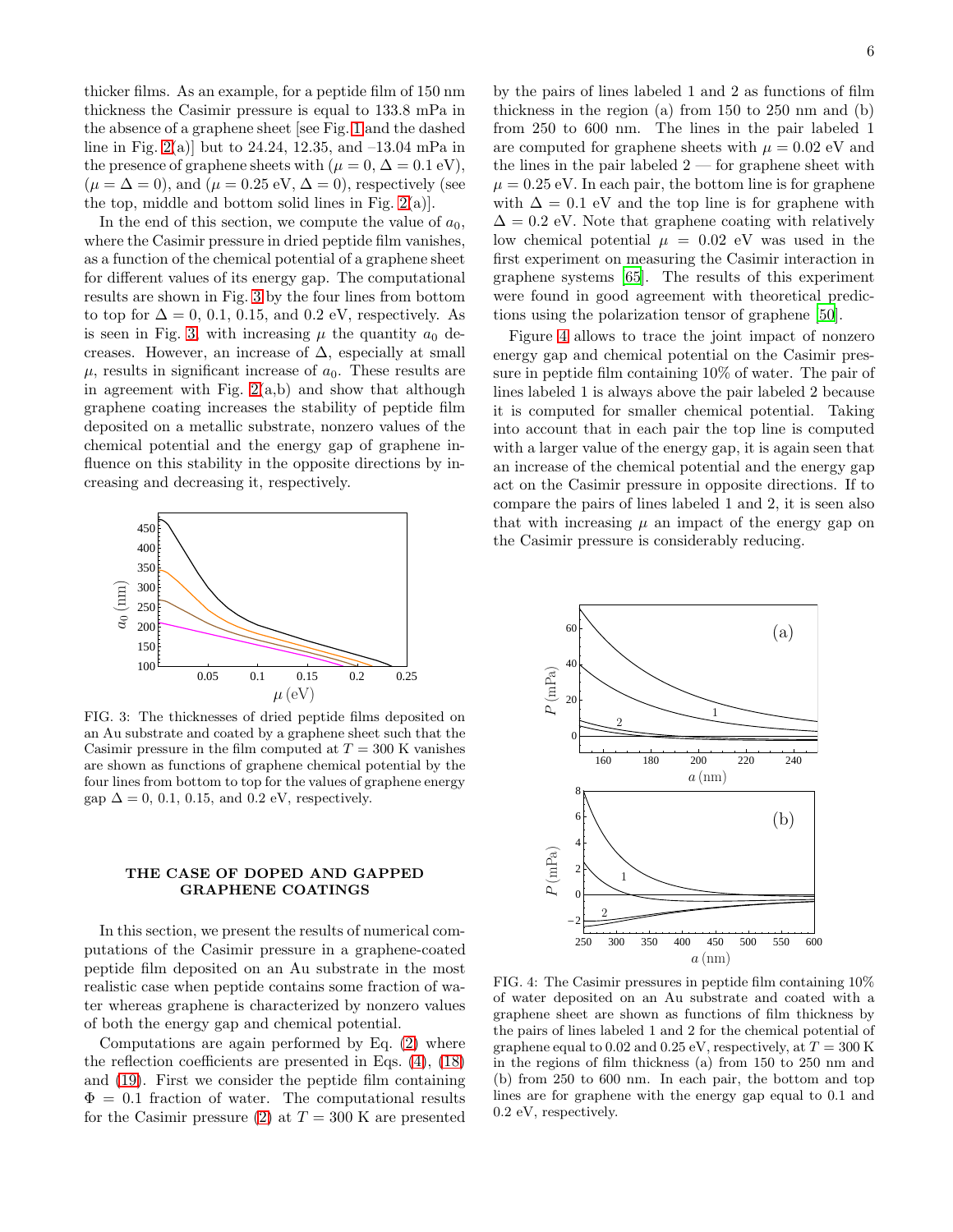thicker films. As an example, for a peptide film of 150 nm thickness the Casimir pressure is equal to 133.8 mPa in the absence of a graphene sheet [see Fig. 1 and the dashed line in Fig. 2(a)] but to 24.24, 12.35, and –13.04 mPa in the presence of graphene sheets with ($\mu = 0, \Delta = 0.1$ eV), ($\mu = \Delta = 0$), and ($\mu = 0.25$ eV, $\Delta = 0$), respectively (see the top, middle and bottom solid lines in Fig. 2(a)].

In the end of this section, we compute the value of $a_0$, where the Casimir pressure in dried peptide film vanishes, as a function of the chemical potential of a graphene sheet for different values of its energy gap. The computational results are shown in Fig. 3 by the four lines from bottom to top for $\Delta = 0$, 0.1, 0.15, and 0.2 eV, respectively. As is seen in Fig. 3, with increasing $\mu$ the quantity $a_0$ decreases. However, an increase of $\Delta$, especially at small $\mu$, results in significant increase of $a_0$. These results are in agreement with Fig. 2(a,b) and show that although graphene coating increases the stability of peptide film deposited on a metallic substrate, nonzero values of the chemical potential and the energy gap of graphene influence on this stability in the opposite directions by increasing and decreasing it, respectively.

FIG. 3: The thicknesses of dried peptide films deposited on an Au substrate and coated by a graphene sheet such that the Casimir pressure in the film computed at $T = 300$ K vanishes are shown as functions of graphene chemical potential by the four lines from bottom to top for the values of graphene energy gap $\Delta = 0$, 0.1, 0.15, and 0.2 eV, respectively.

## THE CASE OF DOPED AND GAPPED GRAPHENE COATINGS

In this section, we present the results of numerical computations of the Casimir pressure in a graphene-coated peptide film deposited on an Au substrate in the most realistic case when peptide contains some fraction of water whereas graphene is characterized by nonzero values of both the energy gap and chemical potential.

Computations are again performed by Eq. (2) where the reflection coefficients are presented in Eqs. (4), (18) and (19). First we consider the peptide film containing $\Phi = 0.1$ fraction of water. The computational results for the Casimir pressure (2) at $T = 300$ K are presented by the pairs of lines labeled 1 and 2 as functions of film thickness in the region (a) from 150 to 250 nm and (b) from 250 to 600 nm. The lines in the pair labeled 1 are computed for graphene sheets with $\mu = 0.02$ eV and the lines in the pair labeled 2 — for graphene sheet with $\mu = 0.25$ eV. In each pair, the bottom line is for graphene with $\Delta = 0.1$ eV and the top line is for graphene with $\Delta = 0.2$ eV. Note that graphene coating with relatively low chemical potential $\mu = 0.02$ eV was used in the first experiment on measuring the Casimir interaction in graphene systems [65]. The results of this experiment were found in good agreement with theoretical predictions using the polarization tensor of graphene [50].

Figure 4 allows to trace the joint impact of nonzero energy gap and chemical potential on the Casimir pressure in peptide film containing 10% of water. The pair of lines labeled 1 is always above the pair labeled 2 because it is computed for smaller chemical potential. Taking into account that in each pair the top line is computed with a larger value of the energy gap, it is again seen that an increase of the chemical potential and the energy gap act on the Casimir pressure in opposite directions. If to compare the pairs of lines labeled 1 and 2, it is seen also that with increasing $\mu$ an impact of the energy gap on the Casimir pressure is considerably reducing.

FIG. 4: The Casimir pressures in peptide film containing 10% of water deposited on an Au substrate and coated with a graphene sheet are shown as functions of film thickness by the pairs of lines labeled 1 and 2 for the chemical potential of graphene equal to 0.02 and 0.25 eV, respectively, at $T = 300$ K in the regions of film thickness (a) from 150 to 250 nm and (b) from 250 to 600 nm. In each pair, the bottom and top lines are for graphene with the energy gap equal to 0.1 and 0.2 eV, respectively.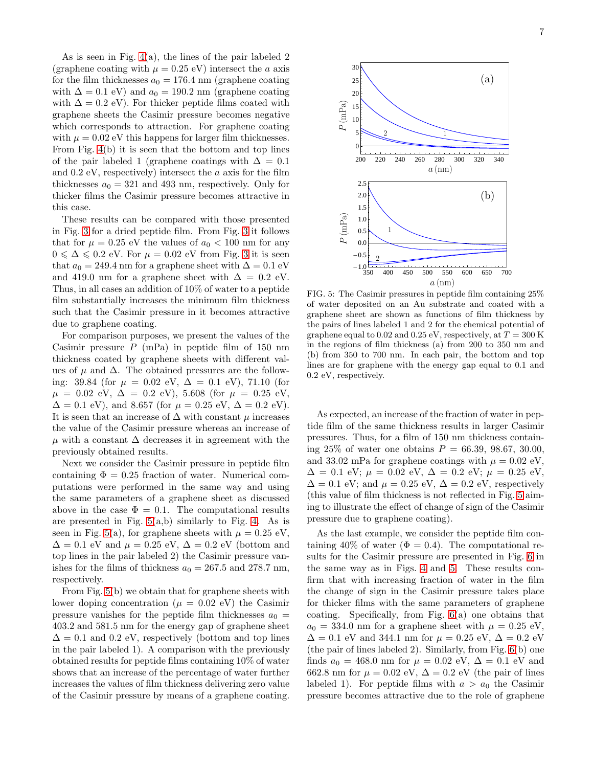As is seen in Fig. 4(a), the lines of the pair labeled 2 (graphene coating with $\mu = 0.25$ eV) intersect the $a$ axis for the film thicknesses $a_0 = 176.4$ nm (graphene coating with $\Delta = 0.1$ eV) and $a_0 = 190.2$ nm (graphene coating with $\Delta = 0.2$ eV). For thicker peptide films coated with graphene sheets the Casimir pressure becomes negative which corresponds to attraction. For graphene coating with $\mu = 0.02$ eV this happens for larger film thicknesses. From Fig. 4(b) it is seen that the bottom and top lines of the pair labeled 1 (graphene coatings with $\Delta = 0.1$ and 0.2 eV, respectively) intersect the $a$ axis for the film thicknesses $a_0 = 321$ and 493 nm, respectively. Only for thicker films the Casimir pressure becomes attractive in this case.

These results can be compared with those presented in Fig. 3 for a dried peptide film. From Fig. 3 it follows that for $\mu = 0.25$ eV the values of $a_0 < 100$ nm for any $0 \leqslant \Delta \leqslant 0.2$ eV. For $\mu = 0.02$ eV from Fig. 3 it is seen that $a_0 = 249.4$ nm for a graphene sheet with $\Delta = 0.1$ eV and 419.0 nm for a graphene sheet with $\Delta = 0.2$ eV. Thus, in all cases an addition of 10% of water to a peptide film substantially increases the minimum film thickness such that the Casimir pressure in it becomes attractive due to graphene coating.

For comparison purposes, we present the values of the Casimir pressure $P$ (mPa) in peptide film of 150 nm thickness coated by graphene sheets with different values of $\mu$ and $\Delta$. The obtained pressures are the following: 39.84 (for $\mu = 0.02$ eV, $\Delta = 0.1$ eV), 71.10 (for $\mu = 0.02$ eV, $\Delta = 0.2$ eV), 5.608 (for $\mu = 0.25$ eV, $\Delta = 0.1$ eV), and 8.657 (for $\mu = 0.25$ eV, $\Delta = 0.2$ eV). It is seen that an increase of $\Delta$ with constant $\mu$ increases the value of the Casimir pressure whereas an increase of $\mu$ with a constant $\Delta$ decreases it in agreement with the previously obtained results.

Next we consider the Casimir pressure in peptide film containing $\Phi = 0.25$ fraction of water. Numerical computations were performed in the same way and using the same parameters of a graphene sheet as discussed above in the case $\Phi = 0.1$. The computational results are presented in Fig. 5(a,b) similarly to Fig. 4. As is seen in Fig. 5(a), for graphene sheets with $\mu = 0.25$ eV, $\Delta = 0.1$ eV and $\mu = 0.25$ eV, $\Delta = 0.2$ eV (bottom and top lines in the pair labeled 2) the Casimir pressure vanishes for the films of thickness $a_0 = 267.5$ and 278.7 nm, respectively.

From Fig. 5(b) we obtain that for graphene sheets with lower doping concentration ($\mu = 0.02$ eV) the Casimir pressure vanishes for the peptide film thicknesses $a_0 = 403.2$ and 581.5 nm for the energy gap of graphene sheet $\Delta = 0.1$ and 0.2 eV, respectively (bottom and top lines in the pair labeled 1). A comparison with the previously obtained results for peptide films containing 10% of water shows that an increase of the percentage of water further increases the values of film thickness delivering zero value of the Casimir pressure by means of a graphene coating.

FIG. 5: The Casimir pressures in peptide film containing 25% of water deposited on an Au substrate and coated with a graphene sheet are shown as functions of film thickness by the pairs of lines labeled 1 and 2 for the chemical potential of graphene equal to 0.02 and 0.25 eV, respectively, at $T = 300$ K in the regions of film thickness (a) from 200 to 350 nm and (b) from 350 to 700 nm. In each pair, the bottom and top lines are for graphene with the energy gap equal to 0.1 and 0.2 eV, respectively.

As expected, an increase of the fraction of water in peptide film of the same thickness results in larger Casimir pressures. Thus, for a film of 150 nm thickness containing 25% of water one obtains $P = 66.39$, 98.67, 30.00, and 33.02 mPa for graphene coatings with $\mu = 0.02$ eV, $\Delta = 0.1$ eV; $\mu = 0.02$ eV, $\Delta = 0.2$ eV; $\mu = 0.25$ eV, $\Delta = 0.1$ eV; and $\mu = 0.25$ eV, $\Delta = 0.2$ eV, respectively (this value of film thickness is not reflected in Fig. 5 aiming to illustrate the effect of change of sign of the Casimir pressure due to graphene coating).

As the last example, we consider the peptide film containing 40% of water ($\Phi = 0.4$). The computational results for the Casimir pressure are presented in Fig. 6 in the same way as in Figs. 4 and 5. These results confirm that with increasing fraction of water in the film the change of sign in the Casimir pressure takes place for thicker films with the same parameters of graphene coating. Specifically, from Fig. 6(a) one obtains that $a_0 = 334.0$ nm for a graphene sheet with $\mu = 0.25$ eV, $\Delta = 0.1$ eV and 344.1 nm for $\mu = 0.25$ eV, $\Delta = 0.2$ eV (the pair of lines labeled 2). Similarly, from Fig. 6(b) one finds $a_0 = 468.0$ nm for $\mu = 0.02$ eV, $\Delta = 0.1$ eV and 662.8 nm for $\mu = 0.02$ eV, $\Delta = 0.2$ eV (the pair of lines labeled 1). For peptide films with $a > a_0$ the Casimir pressure becomes attractive due to the role of graphene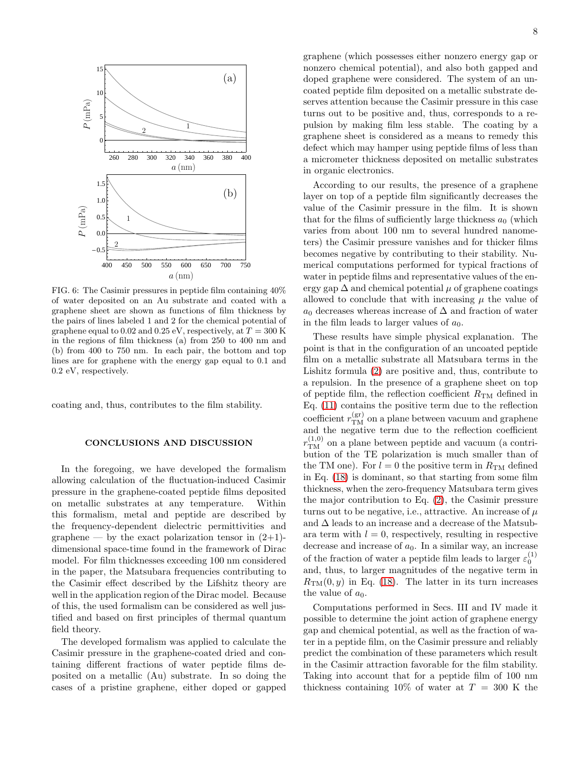FIG. 6: The Casimir pressures in peptide film containing 40% of water deposited on an Au substrate and coated with a graphene sheet are shown as functions of film thickness by the pairs of lines labeled 1 and 2 for the chemical potential of graphene equal to 0.02 and 0.25 eV, respectively, at $T = 300$ K in the regions of film thickness (a) from 250 to 400 nm and (b) from 400 to 750 nm. In each pair, the bottom and top lines are for graphene with the energy gap equal to 0.1 and 0.2 eV, respectively.

coating and, thus, contributes to the film stability.

## CONCLUSIONS AND DISCUSSION

In the foregoing, we have developed the formalism allowing calculation of the fluctuation-induced Casimir pressure in the graphene-coated peptide films deposited on metallic substrates at any temperature. Within this formalism, metal and peptide are described by the frequency-dependent dielectric permittivities and graphene — by the exact polarization tensor in (2+1)-dimensional space-time found in the framework of Dirac model. For film thicknesses exceeding 100 nm considered in the paper, the Matsubara frequencies contributing to the Casimir effect described by the Lifshitz theory are well in the application region of the Dirac model. Because of this, the used formalism can be considered as well justified and based on first principles of thermal quantum field theory.

The developed formalism was applied to calculate the Casimir pressure in the graphene-coated dried and containing different fractions of water peptide films deposited on a metallic (Au) substrate. In so doing the cases of a pristine graphene, either doped or gapped graphene (which possesses either nonzero energy gap or nonzero chemical potential), and also both gapped and doped graphene were considered. The system of an uncoated peptide film deposited on a metallic substrate deserves attention because the Casimir pressure in this case turns out to be positive and, thus, corresponds to a repulsion by making film less stable. The coating by a graphene sheet is considered as a means to remedy this defect which may hamper using peptide films of less than a micrometer thickness deposited on metallic substrates in organic electronics.

According to our results, the presence of a graphene layer on top of a peptide film significantly decreases the value of the Casimir pressure in the film. It is shown that for the films of sufficiently large thickness $a_0$ (which varies from about 100 nm to several hundred nanometers) the Casimir pressure vanishes and for thicker films becomes negative by contributing to their stability. Numerical computations performed for typical fractions of water in peptide films and representative values of the energy gap $\Delta$ and chemical potential $\mu$ of graphene coatings allowed to conclude that with increasing $\mu$ the value of $a_0$ decreases whereas increase of $\Delta$ and fraction of water in the film leads to larger values of $a_0$.

These results have simple physical explanation. The point is that in the configuration of an uncoated peptide film on a metallic substrate all Matsubara terms in the Lishitz formula (2) are positive and, thus, contribute to a repulsion. In the presence of a graphene sheet on top of peptide film, the reflection coefficient $R_{\rm TM}$ defined in Eq. (11) contains the positive term due to the reflection coefficient $r_{\rm TM}^{(\rm gr)}$ on a plane between vacuum and graphene and the negative term due to the reflection coefficient $r_{\rm TM}^{(1,0)}$ on a plane between peptide and vacuum (a contribution of the TE polarization is much smaller than of the TM one). For $l = 0$ the positive term in $R_{\rm TM}$ defined in Eq. (18) is dominant, so that starting from some film thickness, when the zero-frequency Matsubara term gives the major contribution to Eq. (2), the Casimir pressure turns out to be negative, i.e., attractive. An increase of $\mu$ and $\Delta$ leads to an increase and a decrease of the Matsubara term with $l = 0$, respectively, resulting in respective decrease and increase of $a_0$. In a similar way, an increase of the fraction of water a peptide film leads to larger $\varepsilon_0^{(1)}$ and, thus, to larger magnitudes of the negative term in $R_{\rm TM}(0, y)$ in Eq. (18). The latter in its turn increases the value of $a_0$.

Computations performed in Secs. III and IV made it possible to determine the joint action of graphene energy gap and chemical potential, as well as the fraction of water in a peptide film, on the Casimir pressure and reliably predict the combination of these parameters which result in the Casimir attraction favorable for the film stability. Taking into account that for a peptide film of 100 nm thickness containing 10% of water at $T = 300$ K the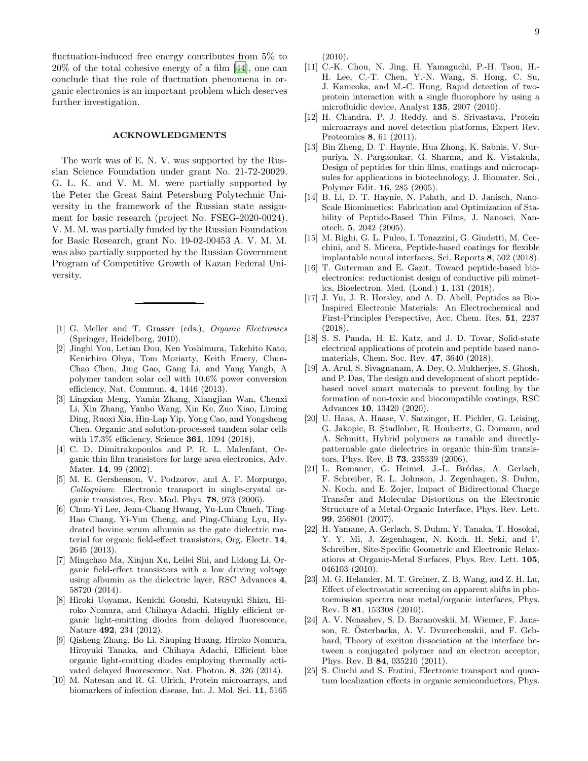fluctuation-induced free energy contributes from 5% to 20% of the total cohesive energy of a film [44], one can conclude that the role of fluctuation phenomena in organic electronics is an important problem which deserves further investigation.

## ACKNOWLEDGMENTS

The work was of E. N. V. was supported by the Russian Science Foundation under grant No. 21-72-20029. G. L. K. and V. M. M. were partially supported by the Peter the Great Saint Petersburg Polytechnic University in the framework of the Russian state assignment for basic research (project No. FSEG-2020-0024). V. M. M. was partially funded by the Russian Foundation for Basic Research, grant No. 19-02-00453 A. V. M. M. was also partially supported by the Russian Government Program of Competitive Growth of Kazan Federal University.

---

[1] G. Meller and T. Grasser (eds.), *Organic Electronics* (Springer, Heidelberg, 2010).

[2] Jingbi You, Letian Dou, Ken Yoshimura, Takehito Kato, Kenichiro Ohya, Tom Moriarty, Keith Emery, Chun-Chao Chen, Jing Gao, Gang Li, and Yang Yangb, A polymer tandem solar cell with 10.6% power conversion efficiency, Nat. Commun. **4**, 1446 (2013).

[3] Lingxian Meng, Yamin Zhang, Xiangjian Wan, Chenxi Li, Xin Zhang, Yanbo Wang, Xin Ke, Zuo Xiao, Liming Ding, Ruoxi Xia, Hin-Lap Yip, Yong Cao, and Yongsheng Chen, Organic and solution-processed tandem solar cells with 17.3% efficiency, Science **361**, 1094 (2018).

[4] C. D. Dimitrakopoulos and P. R. L. Malenfant, Organic thin film transistors for large area electronics, Adv. Mater. **14**, 99 (2002).

[5] M. E. Gershenson, V. Podzorov, and A. F. Morpurgo, *Colloquium*: Electronic transport in single-crystal organic transistors, Rev. Mod. Phys. **78**, 973 (2006).

[6] Chun-Yi Lee, Jenn-Chang Hwang, Yu-Lun Chueh, Ting-Hao Chang, Yi-Yun Cheng, and Ping-Chiang Lyu, Hydrated bovine serum albumin as the gate dielectric material for organic field-effect transistors, Org. Electr. **14**, 2645 (2013).

[7] Mingchao Ma, Xinjun Xu, Leilei Shi, and Lidong Li, Organic field-effect transistors with a low driving voltage using albumin as the dielectric layer, RSC Advances **4**, 58720 (2014).

[8] Hiroki Uoyama, Kenichi Goushi, Katsuyuki Shizu, Hiroko Nomura, and Chihaya Adachi, Highly efficient organic light-emitting diodes from delayed fluorescence, Nature **492**, 234 (2012).

[9] Qisheng Zhang, Bo Li, Shuping Huang, Hiroko Nomura, Hiroyuki Tanaka, and Chihaya Adachi, Efficient blue organic light-emitting diodes employing thermally activated delayed fluorescence, Nat. Photon. **8**, 326 (2014).

[10] M. Natesan and R. G. Ulrich, Protein microarrays, and biomarkers of infection disease, Int. J. Mol. Sci. **11**, 5165 (2010).

[11] C.-K. Chou, N. Jing, H. Yamaguchi, P.-H. Tsou, H.-H. Lee, C.-T. Chen, Y.-N. Wang, S. Hong, C. Su, J. Kameoka, and M.-C. Hung, Rapid detection of two-protein interaction with a single fluorophore by using a microfluidic device, Analyst **135**, 2907 (2010).

[12] H. Chandra, P. J. Reddy, and S. Srivastava, Protein microarrays and novel detection platforms, Expert Rev. Proteomics **8**, 61 (2011).

[13] Bin Zheng, D. T. Haynie, Hua Zhong, K. Sabnis, V. Surpuriya, N. Pargaonkar, G. Sharma, and K. Vistakula, Design of peptides for thin films, coatings and microcapsules for applications in biotechnology, J. Biomater. Sci., Polymer Edit. **16**, 285 (2005).

[14] B. Li, D. T. Haynie, N. Palath, and D. Janisch, Nano-Scale Biomimetics: Fabrication and Optimization of Stability of Peptide-Based Thin Films, J. Nanosci. Nanotech. **5**, 2042 (2005).

[15] M. Righi, G. L. Puleo, I. Tonazzini, G. Giudetti, M. Cecchini, and S. Micera, Peptide-based coatings for flexible implantable neural interfaces, Sci. Reports **8**, 502 (2018).

[16] T. Guterman and E. Gazit, Toward peptide-based bioelectronics: reductionist design of conductive pili mimetics, Bioelectron. Med. (Lond.) **1**, 131 (2018).

[17] J. Yu, J. R. Horsley, and A. D. Abell, Peptides as Bio-Inspired Electronic Materials: An Electrochemical and First-Principles Perspective, Acc. Chem. Res. **51**, 2237 (2018).

[18] S. S. Panda, H. E. Katz, and J. D. Tovar, Solid-state electrical applications of protein and peptide based nanomaterials, Chem. Soc. Rev. **47**, 3640 (2018).

[19] A. Arul, S. Sivagnanam, A. Dey, O. Mukherjee, S. Ghosh, and P. Das, The design and development of short peptide-based novel smart materials to prevent fouling by the formation of non-toxic and biocompatible coatings, RSC Advances **10**, 13420 (2020).

[20] U. Haas, A. Haase, V. Satzinger, H. Pichler, G. Leising, G. Jakopic, B. Stadlober, R. Houbertz, G. Domann, and A. Schmitt, Hybrid polymers as tunable and directly-patternable gate dielectrics in organic thin-film transistors, Phys. Rev. B **73**, 235339 (2006).

[21] L. Romaner, G. Heimel, J.-L. Brédas, A. Gerlach, F. Schreiber, R. L. Johnson, J. Zegenhagen, S. Duhm, N. Koch, and E. Zojer, Impact of Bidirectional Charge Transfer and Molecular Distortions on the Electronic Structure of a Metal-Organic Interface, Phys. Rev. Lett. **99**, 256801 (2007).

[22] H. Yamane, A. Gerlach, S. Duhm, Y. Tanaka, T. Hosokai, Y. Y. Mi, J. Zegenhagen, N. Koch, H. Seki, and F. Schreiber, Site-Specific Geometric and Electronic Relaxations at Organic-Metal Surfaces, Phys. Rev. Lett. **105**, 046103 (2010).

[23] M. G. Helander, M. T. Greiner, Z. B. Wang, and Z. H. Lu, Effect of electrostatic screening on apparent shifts in photoemission spectra near metal/organic interfaces, Phys. Rev. B **81**, 153308 (2010).

[24] A. V. Nenashev, S. D. Baranovskii, M. Wiemer, F. Jansson, R. Österbacka, A. V. Dvurechenskii, and F. Gebhard, Theory of exciton dissociation at the interface between a conjugated polymer and an electron acceptor, Phys. Rev. B **84**, 035210 (2011).

[25] S. Ciuchi and S. Fratini, Electronic transport and quantum localization effects in organic semiconductors, Phys.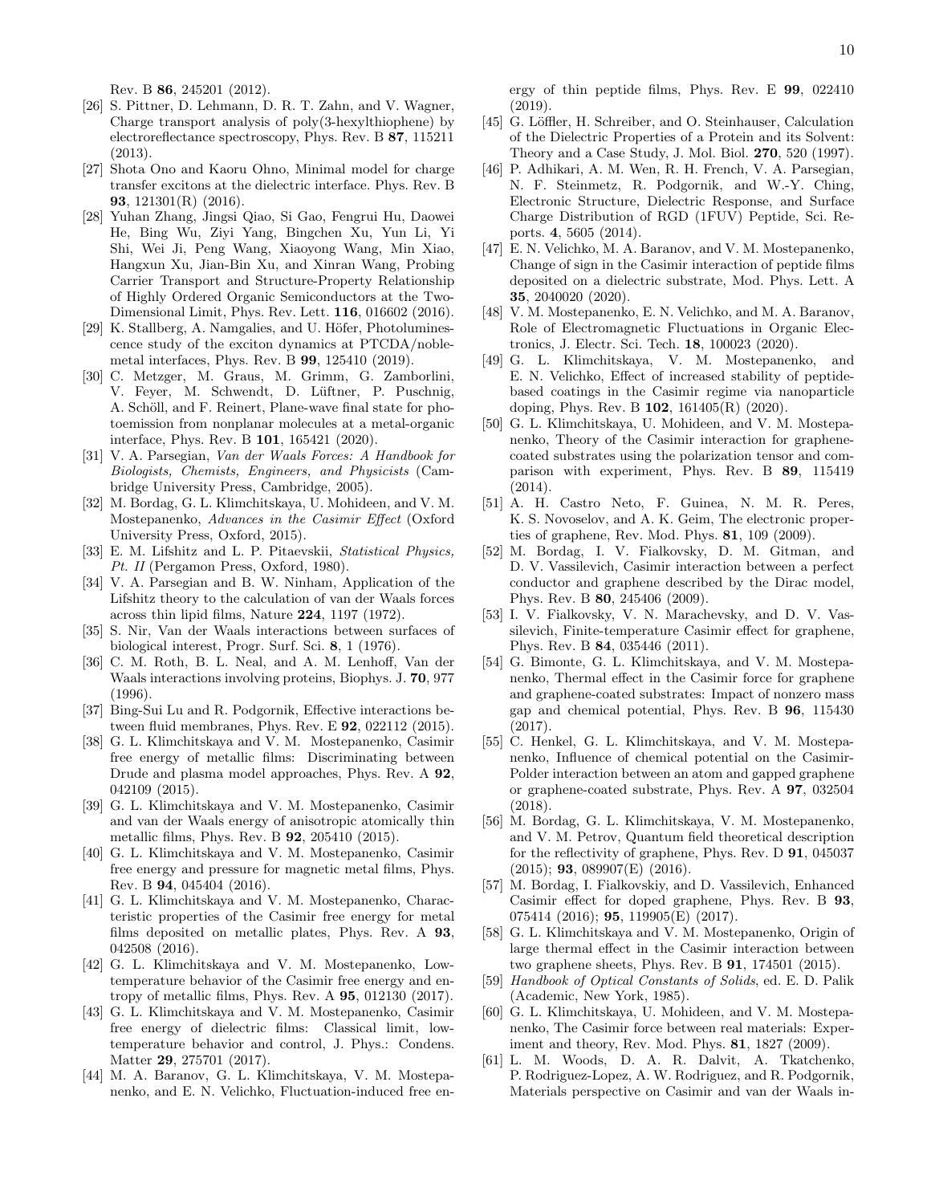Rev. B **86**, 245201 (2012).

[26] S. Pittner, D. Lehmann, D. R. T. Zahn, and V. Wagner, Charge transport analysis of poly(3-hexylthiophene) by electroreflectance spectroscopy, Phys. Rev. B **87**, 115211 (2013).

[27] Shota Ono and Kaoru Ohno, Minimal model for charge transfer excitons at the dielectric interface. Phys. Rev. B **93**, 121301(R) (2016).

[28] Yuhan Zhang, Jingsi Qiao, Si Gao, Fengrui Hu, Daowei He, Bing Wu, Ziyi Yang, Bingchen Xu, Yun Li, Yi Shi, Wei Ji, Peng Wang, Xiaoyong Wang, Min Xiao, Hangxun Xu, Jian-Bin Xu, and Xinran Wang, Probing Carrier Transport and Structure-Property Relationship of Highly Ordered Organic Semiconductors at the Two-Dimensional Limit, Phys. Rev. Lett. **116**, 016602 (2016).

[29] K. Stallberg, A. Namgalies, and U. Höfer, Photoluminescence study of the exciton dynamics at PTCDA/noble-metal interfaces, Phys. Rev. B **99**, 125410 (2019).

[30] C. Metzger, M. Graus, M. Grimm, G. Zamborlini, V. Feyer, M. Schwendt, D. Lüftner, P. Puschnig, A. Schöll, and F. Reinert, Plane-wave final state for photoemission from nonplanar molecules at a metal-organic interface, Phys. Rev. B **101**, 165421 (2020).

[31] V. A. Parsegian, *Van der Waals Forces: A Handbook for Biologists, Chemists, Engineers, and Physicists* (Cambridge University Press, Cambridge, 2005).

[32] M. Bordag, G. L. Klimchitskaya, U. Mohideen, and V. M. Mostepanenko, *Advances in the Casimir Effect* (Oxford University Press, Oxford, 2015).

[33] E. M. Lifshitz and L. P. Pitaevskii, *Statistical Physics, Pt. II* (Pergamon Press, Oxford, 1980).

[34] V. A. Parsegian and B. W. Ninham, Application of the Lifshitz theory to the calculation of van der Waals forces across thin lipid films, Nature **224**, 1197 (1972).

[35] S. Nir, Van der Waals interactions between surfaces of biological interest, Progr. Surf. Sci. **8**, 1 (1976).

[36] C. M. Roth, B. L. Neal, and A. M. Lenhoff, Van der Waals interactions involving proteins, Biophys. J. **70**, 977 (1996).

[37] Bing-Sui Lu and R. Podgornik, Effective interactions between fluid membranes, Phys. Rev. E **92**, 022112 (2015).

[38] G. L. Klimchitskaya and V. M. Mostepanenko, Casimir free energy of metallic films: Discriminating between Drude and plasma model approaches, Phys. Rev. A **92**, 042109 (2015).

[39] G. L. Klimchitskaya and V. M. Mostepanenko, Casimir and van der Waals energy of anisotropic atomically thin metallic films, Phys. Rev. B **92**, 205410 (2015).

[40] G. L. Klimchitskaya and V. M. Mostepanenko, Casimir free energy and pressure for magnetic metal films, Phys. Rev. B **94**, 045404 (2016).

[41] G. L. Klimchitskaya and V. M. Mostepanenko, Characteristic properties of the Casimir free energy for metal films deposited on metallic plates, Phys. Rev. A **93**, 042508 (2016).

[42] G. L. Klimchitskaya and V. M. Mostepanenko, Low-temperature behavior of the Casimir free energy and entropy of metallic films, Phys. Rev. A **95**, 012130 (2017).

[43] G. L. Klimchitskaya and V. M. Mostepanenko, Casimir free energy of dielectric films: Classical limit, low-temperature behavior and control, J. Phys.: Condens. Matter **29**, 275701 (2017).

[44] M. A. Baranov, G. L. Klimchitskaya, V. M. Mostepanenko, and E. N. Velichko, Fluctuation-induced free energy of thin peptide films, Phys. Rev. E **99**, 022410 (2019).

[45] G. Löffler, H. Schreiber, and O. Steinhauser, Calculation of the Dielectric Properties of a Protein and its Solvent: Theory and a Case Study, J. Mol. Biol. **270**, 520 (1997).

[46] P. Adhikari, A. M. Wen, R. H. French, V. A. Parsegian, N. F. Steinmetz, R. Podgornik, and W.-Y. Ching, Electronic Structure, Dielectric Response, and Surface Charge Distribution of RGD (1FUV) Peptide, Sci. Reports. **4**, 5605 (2014).

[47] E. N. Velichko, M. A. Baranov, and V. M. Mostepanenko, Change of sign in the Casimir interaction of peptide films deposited on a dielectric substrate, Mod. Phys. Lett. A **35**, 2040020 (2020).

[48] V. M. Mostepanenko, E. N. Velichko, and M. A. Baranov, Role of Electromagnetic Fluctuations in Organic Electronics, J. Electr. Sci. Tech. **18**, 100023 (2020).

[49] G. L. Klimchitskaya, V. M. Mostepanenko, and E. N. Velichko, Effect of increased stability of peptide-based coatings in the Casimir regime via nanoparticle doping, Phys. Rev. B **102**, 161405(R) (2020).

[50] G. L. Klimchitskaya, U. Mohideen, and V. M. Mostepanenko, Theory of the Casimir interaction for graphene-coated substrates using the polarization tensor and comparison with experiment, Phys. Rev. B **89**, 115419 (2014).

[51] A. H. Castro Neto, F. Guinea, N. M. R. Peres, K. S. Novoselov, and A. K. Geim, The electronic properties of graphene, Rev. Mod. Phys. **81**, 109 (2009).

[52] M. Bordag, I. V. Fialkovsky, D. M. Gitman, and D. V. Vassilevich, Casimir interaction between a perfect conductor and graphene described by the Dirac model, Phys. Rev. B **80**, 245406 (2009).

[53] I. V. Fialkovsky, V. N. Marachevsky, and D. V. Vassilevich, Finite-temperature Casimir effect for graphene, Phys. Rev. B **84**, 035446 (2011).

[54] G. Bimonte, G. L. Klimchitskaya, and V. M. Mostepanenko, Thermal effect in the Casimir force for graphene and graphene-coated substrates: Impact of nonzero mass gap and chemical potential, Phys. Rev. B **96**, 115430 (2017).

[55] C. Henkel, G. L. Klimchitskaya, and V. M. Mostepanenko, Influence of chemical potential on the Casimir-Polder interaction between an atom and gapped graphene or graphene-coated substrate, Phys. Rev. A **97**, 032504 (2018).

[56] M. Bordag, G. L. Klimchitskaya, V. M. Mostepanenko, and V. M. Petrov, Quantum field theoretical description for the reflectivity of graphene, Phys. Rev. D **91**, 045037 (2015); **93**, 089907(E) (2016).

[57] M. Bordag, I. Fialkovskiy, and D. Vassilevich, Enhanced Casimir effect for doped graphene, Phys. Rev. B **93**, 075414 (2016); **95**, 119905(E) (2017).

[58] G. L. Klimchitskaya and V. M. Mostepanenko, Origin of large thermal effect in the Casimir interaction between two graphene sheets, Phys. Rev. B **91**, 174501 (2015).

[59] *Handbook of Optical Constants of Solids*, ed. E. D. Palik (Academic, New York, 1985).

[60] G. L. Klimchitskaya, U. Mohideen, and V. M. Mostepanenko, The Casimir force between real materials: Experiment and theory, Rev. Mod. Phys. **81**, 1827 (2009).

[61] L. M. Woods, D. A. R. Dalvit, A. Tkatchenko, P. Rodriguez-Lopez, A. W. Rodriguez, and R. Podgornik, Materials perspective on Casimir and van der Waals in-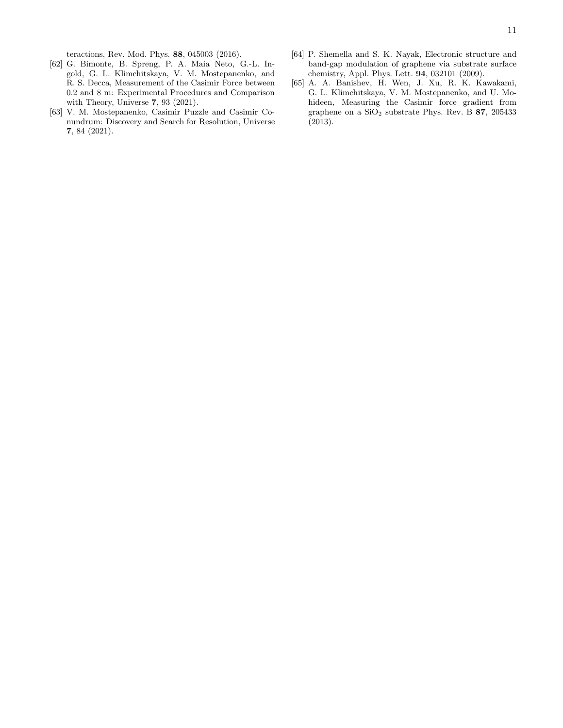teractions, Rev. Mod. Phys. **88**, 045003 (2016).

[62] G. Bimonte, B. Spreng, P. A. Maia Neto, G.-L. Ingold, G. L. Klimchitskaya, V. M. Mostepanenko, and R. S. Decca, Measurement of the Casimir Force between 0.2 and 8 m: Experimental Procedures and Comparison with Theory, Universe **7**, 93 (2021).

[63] V. M. Mostepanenko, Casimir Puzzle and Casimir Conundrum: Discovery and Search for Resolution, Universe **7**, 84 (2021).

[64] P. Shemella and S. K. Nayak, Electronic structure and band-gap modulation of graphene via substrate surface chemistry, Appl. Phys. Lett. **94**, 032101 (2009).

[65] A. A. Banishev, H. Wen, J. Xu, R. K. Kawakami, G. L. Klimchitskaya, V. M. Mostepanenko, and U. Mohideen, Measuring the Casimir force gradient from graphene on a $SiO_2$ substrate Phys. Rev. B **87**, 205433 (2013).